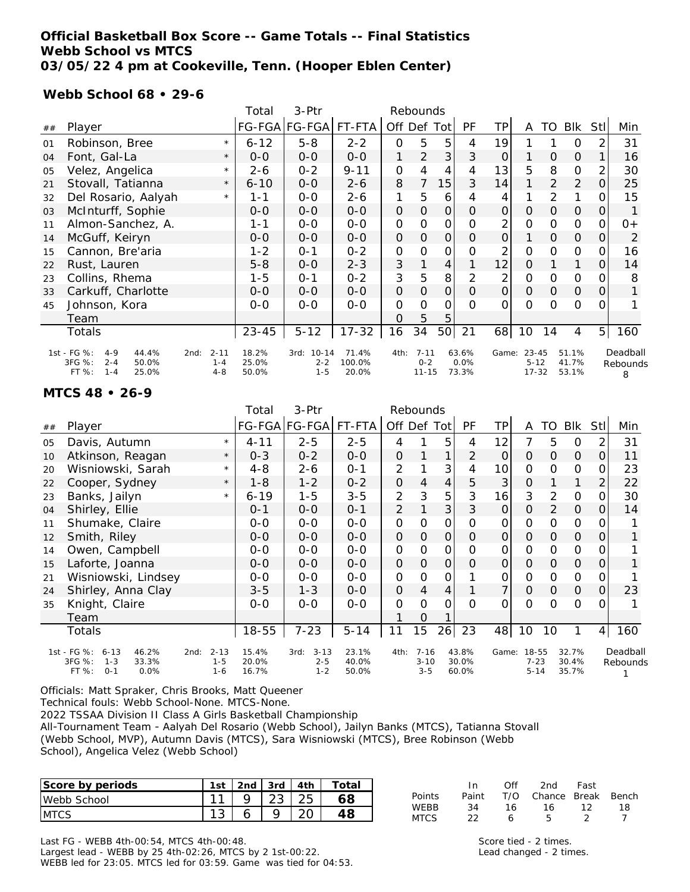# Official Basketball Box Score -- Game Totals -- Final Statistics
## Webb School vs MTCS
### 03/05/22 4 pm at Cookeville, Tenn. (Hooper Eblen Center)

**Webb School 68 • 29-6**

| ## | Player | | Total FG-FGA | 3-Ptr FG-FGA | FT-FTA | Rebounds Off | Def | Tot | PF | TP | A | TO | Blk | Stl | Min |
|---|---|---|---|---|---|---|---|---|---|---|---|---|---|---|---|
| 01 | Robinson, Bree | * | 6-12 | 5-8 | 2-2 | 0 | 5 | 5 | 4 | 19 | 1 | 1 | 0 | 2 | 31 |
| 04 | Font, Gal-La | * | 0-0 | 0-0 | 0-0 | 1 | 2 | 3 | 3 | 0 | 1 | 0 | 0 | 1 | 16 |
| 05 | Velez, Angelica | * | 2-6 | 0-2 | 9-11 | 0 | 4 | 4 | 4 | 13 | 5 | 8 | 0 | 2 | 30 |
| 21 | Stovall, Tatianna | * | 6-10 | 0-0 | 2-6 | 8 | 7 | 15 | 3 | 14 | 1 | 2 | 2 | 0 | 25 |
| 32 | Del Rosario, Aalyah | * | 1-1 | 0-0 | 2-6 | 1 | 5 | 6 | 4 | 4 | 1 | 2 | 1 | 0 | 15 |
| 03 | McInturff, Sophie | | 0-0 | 0-0 | 0-0 | 0 | 0 | 0 | 0 | 0 | 0 | 0 | 0 | 0 | 1 |
| 11 | Almon-Sanchez, A. | | 1-1 | 0-0 | 0-0 | 0 | 0 | 0 | 0 | 2 | 0 | 0 | 0 | 0 | 0+ |
| 14 | McGuff, Keiryn | | 0-0 | 0-0 | 0-0 | 0 | 0 | 0 | 0 | 0 | 1 | 0 | 0 | 0 | 2 |
| 15 | Cannon, Bre'aria | | 1-2 | 0-1 | 0-2 | 0 | 0 | 0 | 0 | 2 | 0 | 0 | 0 | 0 | 16 |
| 22 | Rust, Lauren | | 5-8 | 0-0 | 2-3 | 3 | 1 | 4 | 1 | 12 | 0 | 1 | 1 | 0 | 14 |
| 23 | Collins, Rhema | | 1-5 | 0-1 | 0-2 | 3 | 5 | 8 | 2 | 2 | 0 | 0 | 0 | 0 | 8 |
| 33 | Carkuff, Charlotte | | 0-0 | 0-0 | 0-0 | 0 | 0 | 0 | 0 | 0 | 0 | 0 | 0 | 0 | 1 |
| 45 | Johnson, Kora | | 0-0 | 0-0 | 0-0 | 0 | 0 | 0 | 0 | 0 | 0 | 0 | 0 | 0 | 1 |
| | Team | | | | | 0 | 5 | 5 | | | | | | | |
| | Totals | | 23-45 | 5-12 | 17-32 | 16 | 34 | 50 | 21 | 68 | 10 | 14 | 4 | 5 | 160 |

| | | | | | | | | | |
|---|---|---|---|---|---|---|---|---|---|
| 1st - FG %: 4-9 44.4% | 2nd: 2-11 18.2% | 3rd: 10-14 71.4% | 4th: 7-11 63.6% | Game: 23-45 51.1% | Deadball Rebounds |
| 3FG %: 2-4 50.0% | 1-4 25.0% | 2-2 100.0% | 0-2 0.0% | 5-12 41.7% | 8 |
| FT %: 1-4 25.0% | 4-8 50.0% | 1-5 20.0% | 11-15 73.3% | 17-32 53.1% | |

**MTCS 48 • 26-9**

| ## | Player | | Total FG-FGA | 3-Ptr FG-FGA | FT-FTA | Rebounds Off | Def | Tot | PF | TP | A | TO | Blk | Stl | Min |
|---|---|---|---|---|---|---|---|---|---|---|---|---|---|---|---|
| 05 | Davis, Autumn | * | 4-11 | 2-5 | 2-5 | 4 | 1 | 5 | 4 | 12 | 7 | 5 | 0 | 2 | 31 |
| 10 | Atkinson, Reagan | * | 0-3 | 0-2 | 0-0 | 0 | 1 | 1 | 2 | 0 | 0 | 0 | 0 | 0 | 11 |
| 20 | Wisniowski, Sarah | * | 4-8 | 2-6 | 0-1 | 2 | 1 | 3 | 4 | 10 | 0 | 0 | 0 | 0 | 23 |
| 22 | Cooper, Sydney | * | 1-8 | 1-2 | 0-2 | 0 | 4 | 4 | 5 | 3 | 0 | 1 | 1 | 2 | 22 |
| 23 | Banks, Jailyn | * | 6-19 | 1-5 | 3-5 | 2 | 3 | 5 | 3 | 16 | 3 | 2 | 0 | 0 | 30 |
| 04 | Shirley, Ellie | | 0-1 | 0-0 | 0-1 | 2 | 1 | 3 | 3 | 0 | 0 | 2 | 0 | 0 | 14 |
| 11 | Shumake, Claire | | 0-0 | 0-0 | 0-0 | 0 | 0 | 0 | 0 | 0 | 0 | 0 | 0 | 0 | 1 |
| 12 | Smith, Riley | | 0-0 | 0-0 | 0-0 | 0 | 0 | 0 | 0 | 0 | 0 | 0 | 0 | 0 | 1 |
| 14 | Owen, Campbell | | 0-0 | 0-0 | 0-0 | 0 | 0 | 0 | 0 | 0 | 0 | 0 | 0 | 0 | 1 |
| 15 | Laforte, Joanna | | 0-0 | 0-0 | 0-0 | 0 | 0 | 0 | 0 | 0 | 0 | 0 | 0 | 0 | 1 |
| 21 | Wisniowski, Lindsey | | 0-0 | 0-0 | 0-0 | 0 | 0 | 0 | 1 | 0 | 0 | 0 | 0 | 0 | 1 |
| 24 | Shirley, Anna Clay | | 3-5 | 1-3 | 0-0 | 0 | 4 | 4 | 1 | 7 | 0 | 0 | 0 | 0 | 23 |
| 35 | Knight, Claire | | 0-0 | 0-0 | 0-0 | 0 | 0 | 0 | 0 | 0 | 0 | 0 | 0 | 0 | 1 |
| | Team | | | | | 1 | 0 | 1 | | | | | | | |
| | Totals | | 18-55 | 7-23 | 5-14 | 11 | 15 | 26 | 23 | 48 | 10 | 10 | 1 | 4 | 160 |

| | | | | | |
|---|---|---|---|---|---|
| 1st - FG %: 6-13 46.2% | 2nd: 2-13 15.4% | 3rd: 3-13 23.1% | 4th: 7-16 43.8% | Game: 18-55 32.7% | Deadball Rebounds |
| 3FG %: 1-3 33.3% | 1-5 20.0% | 2-5 40.0% | 3-10 30.0% | 7-23 30.4% | 1 |
| FT %: 0-1 0.0% | 1-6 16.7% | 1-2 50.0% | 3-5 60.0% | 5-14 35.7% | |

Officials: Matt Spraker, Chris Brooks, Matt Queener
Technical fouls: Webb School-None. MTCS-None.
2022 TSSAA Division II Class A Girls Basketball Championship
All-Tournament Team - Aalyah Del Rosario (Webb School), Jailyn Banks (MTCS), Tatianna Stovall (Webb School, MVP), Autumn Davis (MTCS), Sara Wisniowski (MTCS), Bree Robinson (Webb School), Angelica Velez (Webb School)

| Score by periods | 1st | 2nd | 3rd | 4th | Total |
|---|---|---|---|---|---|
| Webb School | 11 | 9 | 23 | 25 | 68 |
| MTCS | 13 | 6 | 9 | 20 | 48 |

| Points | In Paint | Off T/O | 2nd Chance | Fast Break | Bench |
|---|---|---|---|---|---|
| WEBB | 34 | 16 | 16 | 12 | 18 |
| MTCS | 22 | 6 | 5 | 2 | 7 |

Last FG - WEBB 4th-00:54, MTCS 4th-00:48.
Largest lead - WEBB by 25 4th-02:26, MTCS by 2 1st-00:22.
WEBB led for 23:05. MTCS led for 03:59. Game was tied for 04:53.

Score tied - 2 times.
Lead changed - 2 times.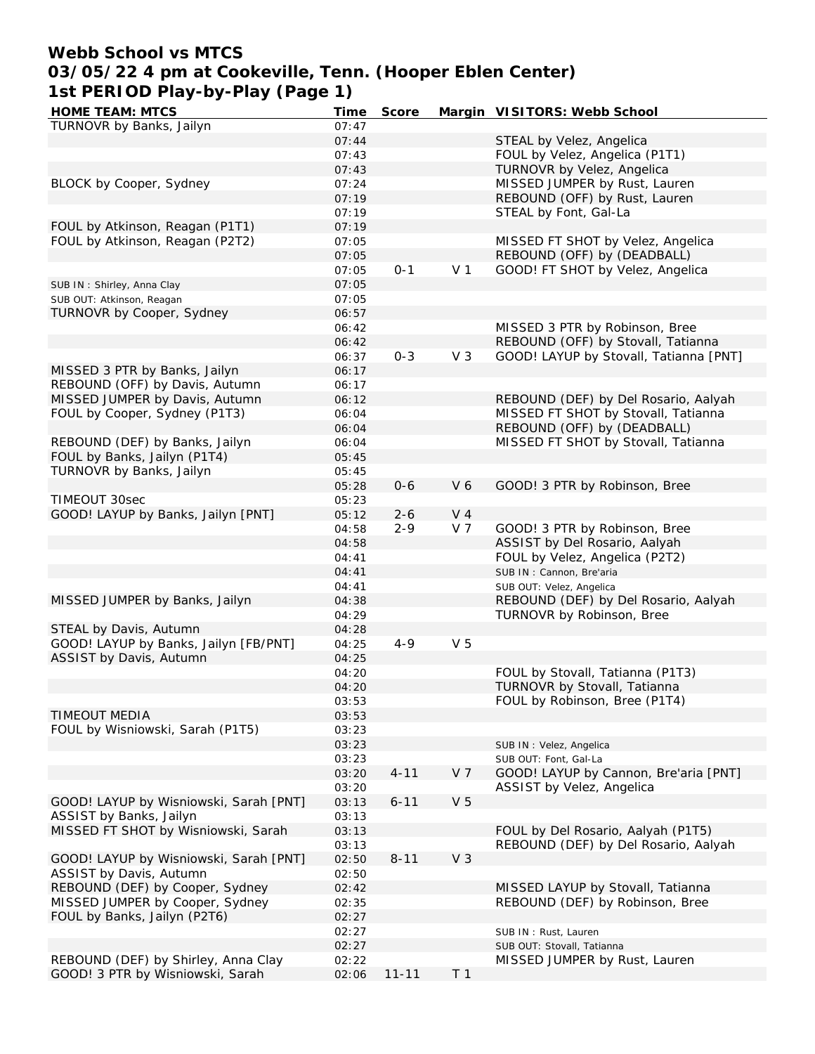# Webb School vs MTCS
## 03/05/22 4 pm at Cookeville, Tenn. (Hooper Eblen Center)
## 1st PERIOD Play-by-Play (Page 1)

| HOME TEAM: MTCS | Time | Score | Margin | VISITORS: Webb School |
|---|---|---|---|---|
| TURNOVR by Banks, Jailyn | 07:47 | | | |
| | 07:44 | | | STEAL by Velez, Angelica |
| | 07:43 | | | FOUL by Velez, Angelica (P1T1) |
| | 07:43 | | | TURNOVR by Velez, Angelica |
| BLOCK by Cooper, Sydney | 07:24 | | | MISSED JUMPER by Rust, Lauren |
| | 07:19 | | | REBOUND (OFF) by Rust, Lauren |
| | 07:19 | | | STEAL by Font, Gal-La |
| FOUL by Atkinson, Reagan (P1T1) | 07:19 | | | |
| FOUL by Atkinson, Reagan (P2T2) | 07:05 | | | MISSED FT SHOT by Velez, Angelica |
| | 07:05 | | | REBOUND (OFF) by (DEADBALL) |
| | 07:05 | 0-1 | V 1 | GOOD! FT SHOT by Velez, Angelica |
| SUB IN : Shirley, Anna Clay | 07:05 | | | |
| SUB OUT: Atkinson, Reagan | 07:05 | | | |
| TURNOVR by Cooper, Sydney | 06:57 | | | |
| | 06:42 | | | MISSED 3 PTR by Robinson, Bree |
| | 06:42 | | | REBOUND (OFF) by Stovall, Tatianna |
| | 06:37 | 0-3 | V 3 | GOOD! LAYUP by Stovall, Tatianna [PNT] |
| MISSED 3 PTR by Banks, Jailyn | 06:17 | | | |
| REBOUND (OFF) by Davis, Autumn | 06:17 | | | |
| MISSED JUMPER by Davis, Autumn | 06:12 | | | REBOUND (DEF) by Del Rosario, Aalyah |
| FOUL by Cooper, Sydney (P1T3) | 06:04 | | | MISSED FT SHOT by Stovall, Tatianna |
| | 06:04 | | | REBOUND (OFF) by (DEADBALL) |
| REBOUND (DEF) by Banks, Jailyn | 06:04 | | | MISSED FT SHOT by Stovall, Tatianna |
| FOUL by Banks, Jailyn (P1T4) | 05:45 | | | |
| TURNOVR by Banks, Jailyn | 05:45 | | | |
| | 05:28 | 0-6 | V 6 | GOOD! 3 PTR by Robinson, Bree |
| TIMEOUT 30sec | 05:23 | | | |
| GOOD! LAYUP by Banks, Jailyn [PNT] | 05:12 | 2-6 | V 4 | |
| | 04:58 | 2-9 | V 7 | GOOD! 3 PTR by Robinson, Bree |
| | 04:58 | | | ASSIST by Del Rosario, Aalyah |
| | 04:41 | | | FOUL by Velez, Angelica (P2T2) |
| | 04:41 | | | SUB IN : Cannon, Bre'aria |
| | 04:41 | | | SUB OUT: Velez, Angelica |
| MISSED JUMPER by Banks, Jailyn | 04:38 | | | REBOUND (DEF) by Del Rosario, Aalyah |
| | 04:29 | | | TURNOVR by Robinson, Bree |
| STEAL by Davis, Autumn | 04:28 | | | |
| GOOD! LAYUP by Banks, Jailyn [FB/PNT] | 04:25 | 4-9 | V 5 | |
| ASSIST by Davis, Autumn | 04:25 | | | |
| | 04:20 | | | FOUL by Stovall, Tatianna (P1T3) |
| | 04:20 | | | TURNOVR by Stovall, Tatianna |
| | 03:53 | | | FOUL by Robinson, Bree (P1T4) |
| TIMEOUT MEDIA | 03:53 | | | |
| FOUL by Wisniowski, Sarah (P1T5) | 03:23 | | | |
| | 03:23 | | | SUB IN : Velez, Angelica |
| | 03:23 | | | SUB OUT: Font, Gal-La |
| | 03:20 | 4-11 | V 7 | GOOD! LAYUP by Cannon, Bre'aria [PNT] |
| | 03:20 | | | ASSIST by Velez, Angelica |
| GOOD! LAYUP by Wisniowski, Sarah [PNT] | 03:13 | 6-11 | V 5 | |
| ASSIST by Banks, Jailyn | 03:13 | | | |
| MISSED FT SHOT by Wisniowski, Sarah | 03:13 | | | FOUL by Del Rosario, Aalyah (P1T5) |
| | 03:13 | | | REBOUND (DEF) by Del Rosario, Aalyah |
| GOOD! LAYUP by Wisniowski, Sarah [PNT] | 02:50 | 8-11 | V 3 | |
| ASSIST by Davis, Autumn | 02:50 | | | |
| REBOUND (DEF) by Cooper, Sydney | 02:42 | | | MISSED LAYUP by Stovall, Tatianna |
| MISSED JUMPER by Cooper, Sydney | 02:35 | | | REBOUND (DEF) by Robinson, Bree |
| FOUL by Banks, Jailyn (P2T6) | 02:27 | | | |
| | 02:27 | | | SUB IN : Rust, Lauren |
| | 02:27 | | | SUB OUT: Stovall, Tatianna |
| REBOUND (DEF) by Shirley, Anna Clay | 02:22 | | | MISSED JUMPER by Rust, Lauren |
| GOOD! 3 PTR by Wisniowski, Sarah | 02:06 | 11-11 | T 1 | |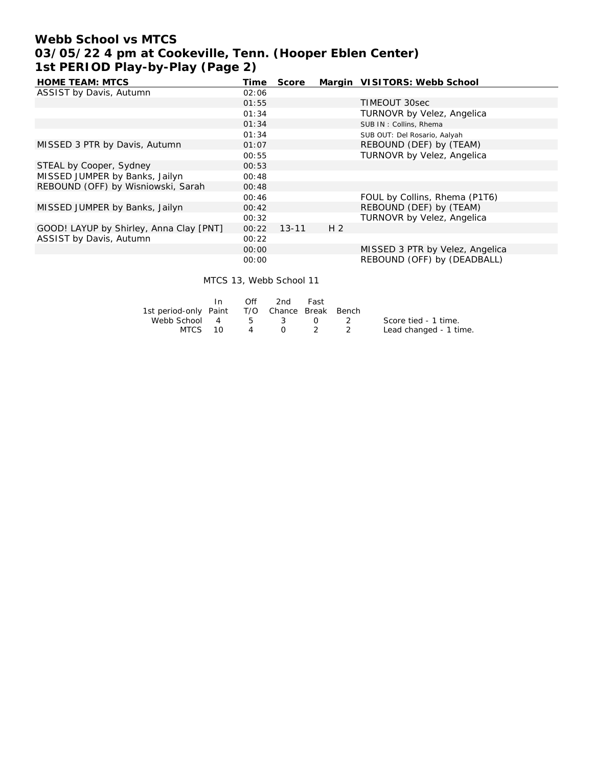# Webb School vs MTCS
## 03/05/22 4 pm at Cookeville, Tenn. (Hooper Eblen Center)
## 1st PERIOD Play-by-Play (Page 2)

| HOME TEAM: MTCS | Time | Score | Margin | VISITORS: Webb School |
|---|---|---|---|---|
| ASSIST by Davis, Autumn | 02:06 | | | |
| | 01:55 | | | TIMEOUT 30sec |
| | 01:34 | | | TURNOVR by Velez, Angelica |
| | 01:34 | | | SUB IN : Collins, Rhema |
| | 01:34 | | | SUB OUT: Del Rosario, Aalyah |
| MISSED 3 PTR by Davis, Autumn | 01:07 | | | REBOUND (DEF) by (TEAM) |
| | 00:55 | | | TURNOVR by Velez, Angelica |
| STEAL by Cooper, Sydney | 00:53 | | | |
| MISSED JUMPER by Banks, Jailyn | 00:48 | | | |
| REBOUND (OFF) by Wisniowski, Sarah | 00:48 | | | |
| | 00:46 | | | FOUL by Collins, Rhema (P1T6) |
| MISSED JUMPER by Banks, Jailyn | 00:42 | | | REBOUND (DEF) by (TEAM) |
| | 00:32 | | | TURNOVR by Velez, Angelica |
| GOOD! LAYUP by Shirley, Anna Clay [PNT] | 00:22 | 13-11 | H 2 | |
| ASSIST by Davis, Autumn | 00:22 | | | |
| | 00:00 | | | MISSED 3 PTR by Velez, Angelica |
| | 00:00 | | | REBOUND (OFF) by (DEADBALL) |

MTCS 13, Webb School 11

| 1st period-only | In Paint | Off T/O | 2nd Chance | Fast Break | Bench |
|---|---|---|---|---|---|
| Webb School | 4 | 5 | 3 | 0 | 2 |
| MTCS | 10 | 4 | 0 | 2 | 2 |

Score tied - 1 time.
Lead changed - 1 time.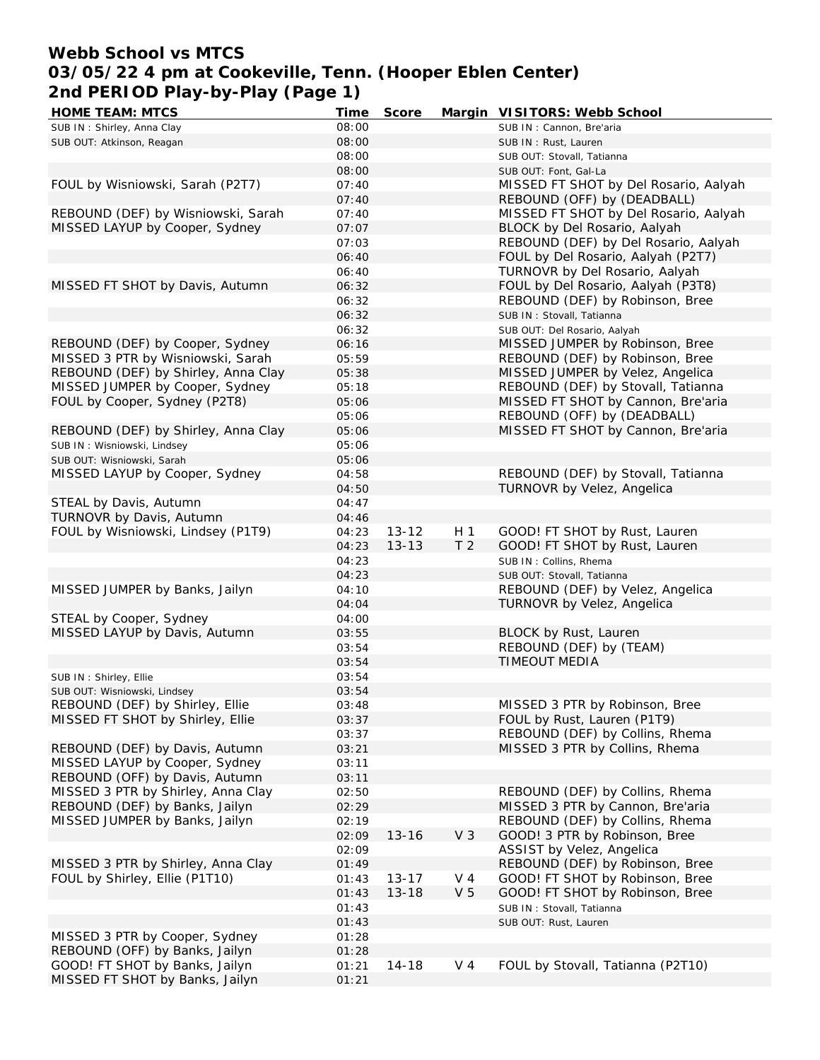# Webb School vs MTCS
## 03/05/22 4 pm at Cookeville, Tenn. (Hooper Eblen Center)
## 2nd PERIOD Play-by-Play (Page 1)

| HOME TEAM: MTCS | Time | Score | Margin | VISITORS: Webb School |
|---|---|---|---|---|
| SUB IN : Shirley, Anna Clay | 08:00 | | | SUB IN : Cannon, Bre'aria |
| SUB OUT: Atkinson, Reagan | 08:00 | | | SUB IN : Rust, Lauren |
| | 08:00 | | | SUB OUT: Stovall, Tatianna |
| | 08:00 | | | SUB OUT: Font, Gal-La |
| FOUL by Wisniowski, Sarah (P2T7) | 07:40 | | | MISSED FT SHOT by Del Rosario, Aalyah |
| | 07:40 | | | REBOUND (OFF) by (DEADBALL) |
| REBOUND (DEF) by Wisniowski, Sarah | 07:40 | | | MISSED FT SHOT by Del Rosario, Aalyah |
| MISSED LAYUP by Cooper, Sydney | 07:07 | | | BLOCK by Del Rosario, Aalyah |
| | 07:03 | | | REBOUND (DEF) by Del Rosario, Aalyah |
| | 06:40 | | | FOUL by Del Rosario, Aalyah (P2T7) |
| | 06:40 | | | TURNOVR by Del Rosario, Aalyah |
| MISSED FT SHOT by Davis, Autumn | 06:32 | | | FOUL by Del Rosario, Aalyah (P3T8) |
| | 06:32 | | | REBOUND (DEF) by Robinson, Bree |
| | 06:32 | | | SUB IN : Stovall, Tatianna |
| | 06:32 | | | SUB OUT: Del Rosario, Aalyah |
| REBOUND (DEF) by Cooper, Sydney | 06:16 | | | MISSED JUMPER by Robinson, Bree |
| MISSED 3 PTR by Wisniowski, Sarah | 05:59 | | | REBOUND (DEF) by Robinson, Bree |
| REBOUND (DEF) by Shirley, Anna Clay | 05:38 | | | MISSED JUMPER by Velez, Angelica |
| MISSED JUMPER by Cooper, Sydney | 05:18 | | | REBOUND (DEF) by Stovall, Tatianna |
| FOUL by Cooper, Sydney (P2T8) | 05:06 | | | MISSED FT SHOT by Cannon, Bre'aria |
| | 05:06 | | | REBOUND (OFF) by (DEADBALL) |
| REBOUND (DEF) by Shirley, Anna Clay | 05:06 | | | MISSED FT SHOT by Cannon, Bre'aria |
| SUB IN : Wisniowski, Lindsey | 05:06 | | | |
| SUB OUT: Wisniowski, Sarah | 05:06 | | | |
| MISSED LAYUP by Cooper, Sydney | 04:58 | | | REBOUND (DEF) by Stovall, Tatianna |
| | 04:50 | | | TURNOVR by Velez, Angelica |
| STEAL by Davis, Autumn | 04:47 | | | |
| TURNOVR by Davis, Autumn | 04:46 | | | |
| FOUL by Wisniowski, Lindsey (P1T9) | 04:23 | 13-12 | H 1 | GOOD! FT SHOT by Rust, Lauren |
| | 04:23 | 13-13 | T 2 | GOOD! FT SHOT by Rust, Lauren |
| | 04:23 | | | SUB IN : Collins, Rhema |
| | 04:23 | | | SUB OUT: Stovall, Tatianna |
| MISSED JUMPER by Banks, Jailyn | 04:10 | | | REBOUND (DEF) by Velez, Angelica |
| | 04:04 | | | TURNOVR by Velez, Angelica |
| STEAL by Cooper, Sydney | 04:00 | | | |
| MISSED LAYUP by Davis, Autumn | 03:55 | | | BLOCK by Rust, Lauren |
| | 03:54 | | | REBOUND (DEF) by (TEAM) |
| | 03:54 | | | TIMEOUT MEDIA |
| SUB IN : Shirley, Ellie | 03:54 | | | |
| SUB OUT: Wisniowski, Lindsey | 03:54 | | | |
| REBOUND (DEF) by Shirley, Ellie | 03:48 | | | MISSED 3 PTR by Robinson, Bree |
| MISSED FT SHOT by Shirley, Ellie | 03:37 | | | FOUL by Rust, Lauren (P1T9) |
| | 03:37 | | | REBOUND (DEF) by Collins, Rhema |
| REBOUND (DEF) by Davis, Autumn | 03:21 | | | MISSED 3 PTR by Collins, Rhema |
| MISSED LAYUP by Cooper, Sydney | 03:11 | | | |
| REBOUND (OFF) by Davis, Autumn | 03:11 | | | |
| MISSED 3 PTR by Shirley, Anna Clay | 02:50 | | | REBOUND (DEF) by Collins, Rhema |
| REBOUND (DEF) by Banks, Jailyn | 02:29 | | | MISSED 3 PTR by Cannon, Bre'aria |
| MISSED JUMPER by Banks, Jailyn | 02:19 | | | REBOUND (DEF) by Collins, Rhema |
| | 02:09 | 13-16 | V 3 | GOOD! 3 PTR by Robinson, Bree |
| | 02:09 | | | ASSIST by Velez, Angelica |
| MISSED 3 PTR by Shirley, Anna Clay | 01:49 | | | REBOUND (DEF) by Robinson, Bree |
| FOUL by Shirley, Ellie (P1T10) | 01:43 | 13-17 | V 4 | GOOD! FT SHOT by Robinson, Bree |
| | 01:43 | 13-18 | V 5 | GOOD! FT SHOT by Robinson, Bree |
| | 01:43 | | | SUB IN : Stovall, Tatianna |
| | 01:43 | | | SUB OUT: Rust, Lauren |
| MISSED 3 PTR by Cooper, Sydney | 01:28 | | | |
| REBOUND (OFF) by Banks, Jailyn | 01:28 | | | |
| GOOD! FT SHOT by Banks, Jailyn | 01:21 | 14-18 | V 4 | FOUL by Stovall, Tatianna (P2T10) |
| MISSED FT SHOT by Banks, Jailyn | 01:21 | | | |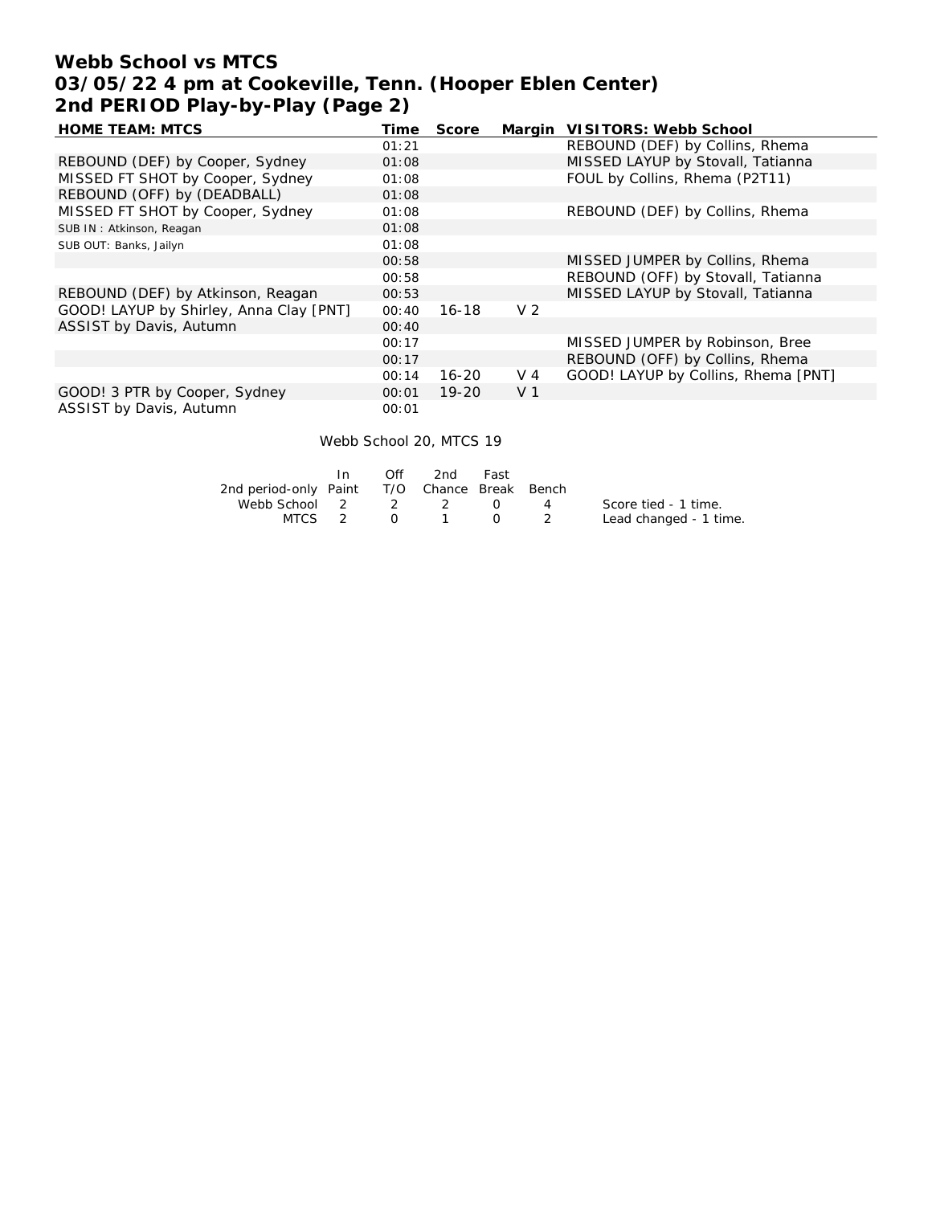# Webb School vs MTCS
## 03/05/22 4 pm at Cookeville, Tenn. (Hooper Eblen Center)
## 2nd PERIOD Play-by-Play (Page 2)

| HOME TEAM: MTCS | Time | Score | Margin | VISITORS: Webb School |
|---|---|---|---|---|
| | 01:21 | | | REBOUND (DEF) by Collins, Rhema |
| REBOUND (DEF) by Cooper, Sydney | 01:08 | | | MISSED LAYUP by Stovall, Tatianna |
| MISSED FT SHOT by Cooper, Sydney | 01:08 | | | FOUL by Collins, Rhema (P2T11) |
| REBOUND (OFF) by (DEADBALL) | 01:08 | | | |
| MISSED FT SHOT by Cooper, Sydney | 01:08 | | | REBOUND (DEF) by Collins, Rhema |
| SUB IN : Atkinson, Reagan | 01:08 | | | |
| SUB OUT: Banks, Jailyn | 01:08 | | | |
| | 00:58 | | | MISSED JUMPER by Collins, Rhema |
| | 00:58 | | | REBOUND (OFF) by Stovall, Tatianna |
| REBOUND (DEF) by Atkinson, Reagan | 00:53 | | | MISSED LAYUP by Stovall, Tatianna |
| GOOD! LAYUP by Shirley, Anna Clay [PNT] | 00:40 | 16-18 | V 2 | |
| ASSIST by Davis, Autumn | 00:40 | | | |
| | 00:17 | | | MISSED JUMPER by Robinson, Bree |
| | 00:17 | | | REBOUND (OFF) by Collins, Rhema |
| | 00:14 | 16-20 | V 4 | GOOD! LAYUP by Collins, Rhema [PNT] |
| GOOD! 3 PTR by Cooper, Sydney | 00:01 | 19-20 | V 1 | |
| ASSIST by Davis, Autumn | 00:01 | | | |

Webb School 20, MTCS 19

| 2nd period-only | In Paint | Off T/O | 2nd Chance | Fast Break | Bench |
|---|---|---|---|---|---|
| Webb School | 2 | 2 | 2 | 0 | 4 |
| MTCS | 2 | 0 | 1 | 0 | 2 |

Score tied - 1 time.
Lead changed - 1 time.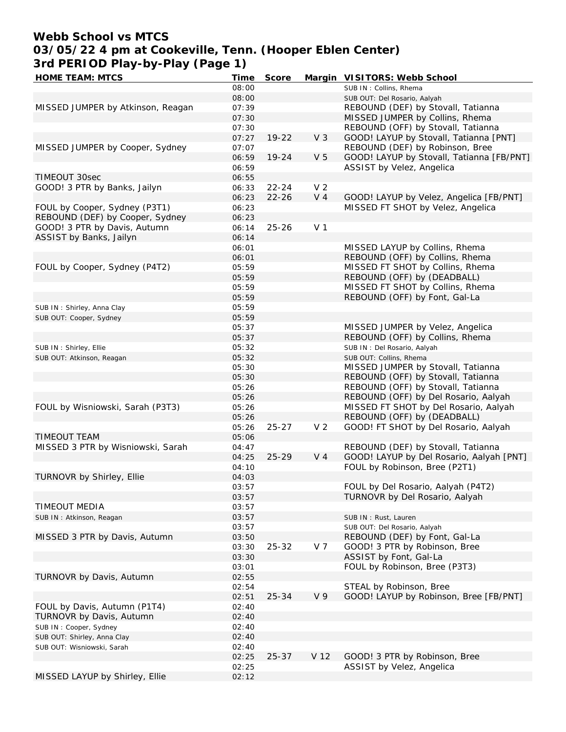# Webb School vs MTCS
## 03/05/22 4 pm at Cookeville, Tenn. (Hooper Eblen Center)
## 3rd PERIOD Play-by-Play (Page 1)

| HOME TEAM: MTCS | Time | Score | Margin | VISITORS: Webb School |
|---|---|---|---|---|
| | 08:00 | | | SUB IN : Collins, Rhema |
| | 08:00 | | | SUB OUT: Del Rosario, Aalyah |
| MISSED JUMPER by Atkinson, Reagan | 07:39 | | | REBOUND (DEF) by Stovall, Tatianna |
| | 07:30 | | | MISSED JUMPER by Collins, Rhema |
| | 07:30 | | | REBOUND (OFF) by Stovall, Tatianna |
| | 07:27 | 19-22 | V 3 | GOOD! LAYUP by Stovall, Tatianna [PNT] |
| MISSED JUMPER by Cooper, Sydney | 07:07 | | | REBOUND (DEF) by Robinson, Bree |
| | 06:59 | 19-24 | V 5 | GOOD! LAYUP by Stovall, Tatianna [FB/PNT] |
| | 06:59 | | | ASSIST by Velez, Angelica |
| TIMEOUT 30sec | 06:55 | | | |
| GOOD! 3 PTR by Banks, Jailyn | 06:33 | 22-24 | V 2 | |
| | 06:23 | 22-26 | V 4 | GOOD! LAYUP by Velez, Angelica [FB/PNT] |
| FOUL by Cooper, Sydney (P3T1) | 06:23 | | | MISSED FT SHOT by Velez, Angelica |
| REBOUND (DEF) by Cooper, Sydney | 06:23 | | | |
| GOOD! 3 PTR by Davis, Autumn | 06:14 | 25-26 | V 1 | |
| ASSIST by Banks, Jailyn | 06:14 | | | |
| | 06:01 | | | MISSED LAYUP by Collins, Rhema |
| | 06:01 | | | REBOUND (OFF) by Collins, Rhema |
| FOUL by Cooper, Sydney (P4T2) | 05:59 | | | MISSED FT SHOT by Collins, Rhema |
| | 05:59 | | | REBOUND (OFF) by (DEADBALL) |
| | 05:59 | | | MISSED FT SHOT by Collins, Rhema |
| | 05:59 | | | REBOUND (OFF) by Font, Gal-La |
| SUB IN : Shirley, Anna Clay | 05:59 | | | |
| SUB OUT: Cooper, Sydney | 05:59 | | | |
| | 05:37 | | | MISSED JUMPER by Velez, Angelica |
| | 05:37 | | | REBOUND (OFF) by Collins, Rhema |
| SUB IN : Shirley, Ellie | 05:32 | | | SUB IN : Del Rosario, Aalyah |
| SUB OUT: Atkinson, Reagan | 05:32 | | | SUB OUT: Collins, Rhema |
| | 05:30 | | | MISSED JUMPER by Stovall, Tatianna |
| | 05:30 | | | REBOUND (OFF) by Stovall, Tatianna |
| | 05:26 | | | REBOUND (OFF) by Stovall, Tatianna |
| | 05:26 | | | REBOUND (OFF) by Del Rosario, Aalyah |
| FOUL by Wisniowski, Sarah (P3T3) | 05:26 | | | MISSED FT SHOT by Del Rosario, Aalyah |
| | 05:26 | | | REBOUND (OFF) by (DEADBALL) |
| | 05:26 | 25-27 | V 2 | GOOD! FT SHOT by Del Rosario, Aalyah |
| TIMEOUT TEAM | 05:06 | | | |
| MISSED 3 PTR by Wisniowski, Sarah | 04:47 | | | REBOUND (DEF) by Stovall, Tatianna |
| | 04:25 | 25-29 | V 4 | GOOD! LAYUP by Del Rosario, Aalyah [PNT] |
| | 04:10 | | | FOUL by Robinson, Bree (P2T1) |
| TURNOVR by Shirley, Ellie | 04:03 | | | |
| | 03:57 | | | FOUL by Del Rosario, Aalyah (P4T2) |
| | 03:57 | | | TURNOVR by Del Rosario, Aalyah |
| TIMEOUT MEDIA | 03:57 | | | |
| SUB IN : Atkinson, Reagan | 03:57 | | | SUB IN : Rust, Lauren |
| | 03:57 | | | SUB OUT: Del Rosario, Aalyah |
| MISSED 3 PTR by Davis, Autumn | 03:50 | | | REBOUND (DEF) by Font, Gal-La |
| | 03:30 | 25-32 | V 7 | GOOD! 3 PTR by Robinson, Bree |
| | 03:30 | | | ASSIST by Font, Gal-La |
| | 03:01 | | | FOUL by Robinson, Bree (P3T3) |
| TURNOVR by Davis, Autumn | 02:55 | | | |
| | 02:54 | | | STEAL by Robinson, Bree |
| | 02:51 | 25-34 | V 9 | GOOD! LAYUP by Robinson, Bree [FB/PNT] |
| FOUL by Davis, Autumn (P1T4) | 02:40 | | | |
| TURNOVR by Davis, Autumn | 02:40 | | | |
| SUB IN : Cooper, Sydney | 02:40 | | | |
| SUB OUT: Shirley, Anna Clay | 02:40 | | | |
| SUB OUT: Wisniowski, Sarah | 02:40 | | | |
| | 02:25 | 25-37 | V 12 | GOOD! 3 PTR by Robinson, Bree |
| | 02:25 | | | ASSIST by Velez, Angelica |
| MISSED LAYUP by Shirley, Ellie | 02:12 | | | |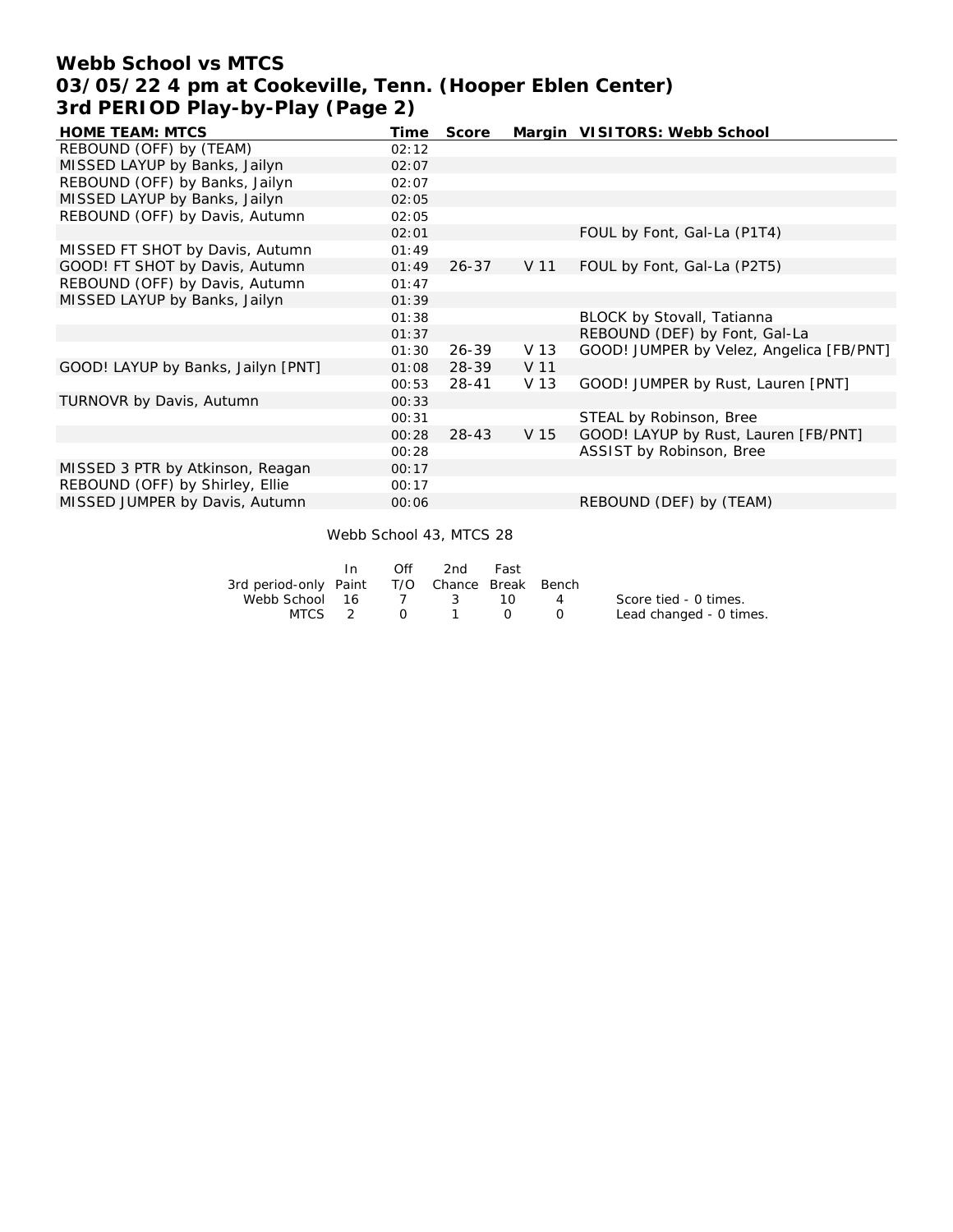# Webb School vs MTCS
## 03/05/22 4 pm at Cookeville, Tenn. (Hooper Eblen Center)
### 3rd PERIOD Play-by-Play (Page 2)

| HOME TEAM: MTCS | Time | Score | Margin | VISITORS: Webb School |
|---|---|---|---|---|
| REBOUND (OFF) by (TEAM) | 02:12 | | | |
| MISSED LAYUP by Banks, Jailyn | 02:07 | | | |
| REBOUND (OFF) by Banks, Jailyn | 02:07 | | | |
| MISSED LAYUP by Banks, Jailyn | 02:05 | | | |
| REBOUND (OFF) by Davis, Autumn | 02:05 | | | |
| | 02:01 | | | FOUL by Font, Gal-La (P1T4) |
| MISSED FT SHOT by Davis, Autumn | 01:49 | | | |
| GOOD! FT SHOT by Davis, Autumn | 01:49 | 26-37 | V 11 | FOUL by Font, Gal-La (P2T5) |
| REBOUND (OFF) by Davis, Autumn | 01:47 | | | |
| MISSED LAYUP by Banks, Jailyn | 01:39 | | | |
| | 01:38 | | | BLOCK by Stovall, Tatianna |
| | 01:37 | | | REBOUND (DEF) by Font, Gal-La |
| | 01:30 | 26-39 | V 13 | GOOD! JUMPER by Velez, Angelica [FB/PNT] |
| GOOD! LAYUP by Banks, Jailyn [PNT] | 01:08 | 28-39 | V 11 | |
| | 00:53 | 28-41 | V 13 | GOOD! JUMPER by Rust, Lauren [PNT] |
| TURNOVR by Davis, Autumn | 00:33 | | | |
| | 00:31 | | | STEAL by Robinson, Bree |
| | 00:28 | 28-43 | V 15 | GOOD! LAYUP by Rust, Lauren [FB/PNT] |
| | 00:28 | | | ASSIST by Robinson, Bree |
| MISSED 3 PTR by Atkinson, Reagan | 00:17 | | | |
| REBOUND (OFF) by Shirley, Ellie | 00:17 | | | |
| MISSED JUMPER by Davis, Autumn | 00:06 | | | REBOUND (DEF) by (TEAM) |

Webb School 43, MTCS 28

| 3rd period-only | In Paint | Off T/O | 2nd Chance | Fast Break | Bench |
|---|---|---|---|---|---|
| Webb School | 16 | 7 | 3 | 10 | 4 |
| MTCS | 2 | 0 | 1 | 0 | 0 |

Score tied - 0 times.
Lead changed - 0 times.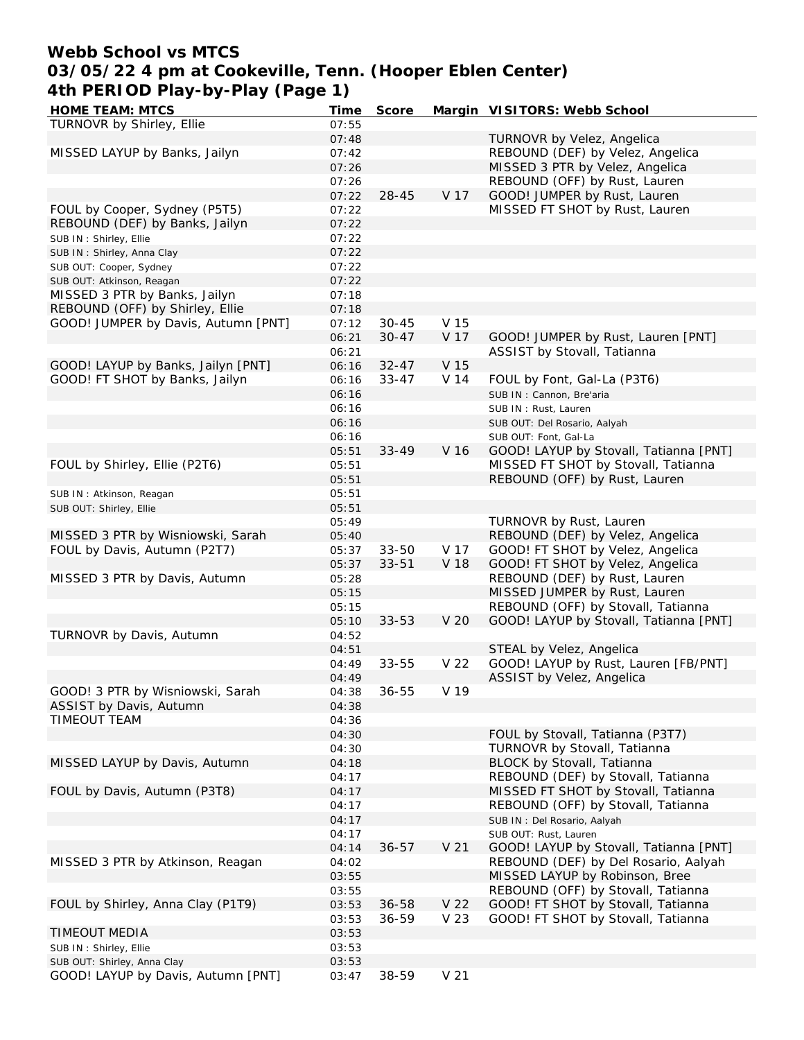# Webb School vs MTCS
## 03/05/22 4 pm at Cookeville, Tenn. (Hooper Eblen Center)
## 4th PERIOD Play-by-Play (Page 1)

| HOME TEAM: MTCS | Time | Score | Margin | VISITORS: Webb School |
|---|---|---|---|---|
| TURNOVR by Shirley, Ellie | 07:55 | | | |
| | 07:48 | | | TURNOVR by Velez, Angelica |
| MISSED LAYUP by Banks, Jailyn | 07:42 | | | REBOUND (DEF) by Velez, Angelica |
| | 07:26 | | | MISSED 3 PTR by Velez, Angelica |
| | 07:26 | | | REBOUND (OFF) by Rust, Lauren |
| | 07:22 | 28-45 | V 17 | GOOD! JUMPER by Rust, Lauren |
| FOUL by Cooper, Sydney (P5T5) | 07:22 | | | MISSED FT SHOT by Rust, Lauren |
| REBOUND (DEF) by Banks, Jailyn | 07:22 | | | |
| SUB IN : Shirley, Ellie | 07:22 | | | |
| SUB IN : Shirley, Anna Clay | 07:22 | | | |
| SUB OUT: Cooper, Sydney | 07:22 | | | |
| SUB OUT: Atkinson, Reagan | 07:22 | | | |
| MISSED 3 PTR by Banks, Jailyn | 07:18 | | | |
| REBOUND (OFF) by Shirley, Ellie | 07:18 | | | |
| GOOD! JUMPER by Davis, Autumn [PNT] | 07:12 | 30-45 | V 15 | |
| | 06:21 | 30-47 | V 17 | GOOD! JUMPER by Rust, Lauren [PNT] |
| | 06:21 | | | ASSIST by Stovall, Tatianna |
| GOOD! LAYUP by Banks, Jailyn [PNT] | 06:16 | 32-47 | V 15 | |
| GOOD! FT SHOT by Banks, Jailyn | 06:16 | 33-47 | V 14 | FOUL by Font, Gal-La (P3T6) |
| | 06:16 | | | SUB IN : Cannon, Bre'aria |
| | 06:16 | | | SUB IN : Rust, Lauren |
| | 06:16 | | | SUB OUT: Del Rosario, Aalyah |
| | 06:16 | | | SUB OUT: Font, Gal-La |
| | 05:51 | 33-49 | V 16 | GOOD! LAYUP by Stovall, Tatianna [PNT] |
| FOUL by Shirley, Ellie (P2T6) | 05:51 | | | MISSED FT SHOT by Stovall, Tatianna |
| | 05:51 | | | REBOUND (OFF) by Rust, Lauren |
| SUB IN : Atkinson, Reagan | 05:51 | | | |
| SUB OUT: Shirley, Ellie | 05:51 | | | |
| | 05:49 | | | TURNOVR by Rust, Lauren |
| MISSED 3 PTR by Wisniowski, Sarah | 05:40 | | | REBOUND (DEF) by Velez, Angelica |
| FOUL by Davis, Autumn (P2T7) | 05:37 | 33-50 | V 17 | GOOD! FT SHOT by Velez, Angelica |
| | 05:37 | 33-51 | V 18 | GOOD! FT SHOT by Velez, Angelica |
| MISSED 3 PTR by Davis, Autumn | 05:28 | | | REBOUND (DEF) by Rust, Lauren |
| | 05:15 | | | MISSED JUMPER by Rust, Lauren |
| | 05:15 | | | REBOUND (OFF) by Stovall, Tatianna |
| | 05:10 | 33-53 | V 20 | GOOD! LAYUP by Stovall, Tatianna [PNT] |
| TURNOVR by Davis, Autumn | 04:52 | | | |
| | 04:51 | | | STEAL by Velez, Angelica |
| | 04:49 | 33-55 | V 22 | GOOD! LAYUP by Rust, Lauren [FB/PNT] |
| | 04:49 | | | ASSIST by Velez, Angelica |
| GOOD! 3 PTR by Wisniowski, Sarah | 04:38 | 36-55 | V 19 | |
| ASSIST by Davis, Autumn | 04:38 | | | |
| TIMEOUT TEAM | 04:36 | | | |
| | 04:30 | | | FOUL by Stovall, Tatianna (P3T7) |
| | 04:30 | | | TURNOVR by Stovall, Tatianna |
| MISSED LAYUP by Davis, Autumn | 04:18 | | | BLOCK by Stovall, Tatianna |
| | 04:17 | | | REBOUND (DEF) by Stovall, Tatianna |
| FOUL by Davis, Autumn (P3T8) | 04:17 | | | MISSED FT SHOT by Stovall, Tatianna |
| | 04:17 | | | REBOUND (OFF) by Stovall, Tatianna |
| | 04:17 | | | SUB IN : Del Rosario, Aalyah |
| | 04:17 | | | SUB OUT: Rust, Lauren |
| | 04:14 | 36-57 | V 21 | GOOD! LAYUP by Stovall, Tatianna [PNT] |
| MISSED 3 PTR by Atkinson, Reagan | 04:02 | | | REBOUND (DEF) by Del Rosario, Aalyah |
| | 03:55 | | | MISSED LAYUP by Robinson, Bree |
| | 03:55 | | | REBOUND (OFF) by Stovall, Tatianna |
| FOUL by Shirley, Anna Clay (P1T9) | 03:53 | 36-58 | V 22 | GOOD! FT SHOT by Stovall, Tatianna |
| | 03:53 | 36-59 | V 23 | GOOD! FT SHOT by Stovall, Tatianna |
| TIMEOUT MEDIA | 03:53 | | | |
| SUB IN : Shirley, Ellie | 03:53 | | | |
| SUB OUT: Shirley, Anna Clay | 03:53 | | | |
| GOOD! LAYUP by Davis, Autumn [PNT] | 03:47 | 38-59 | V 21 | |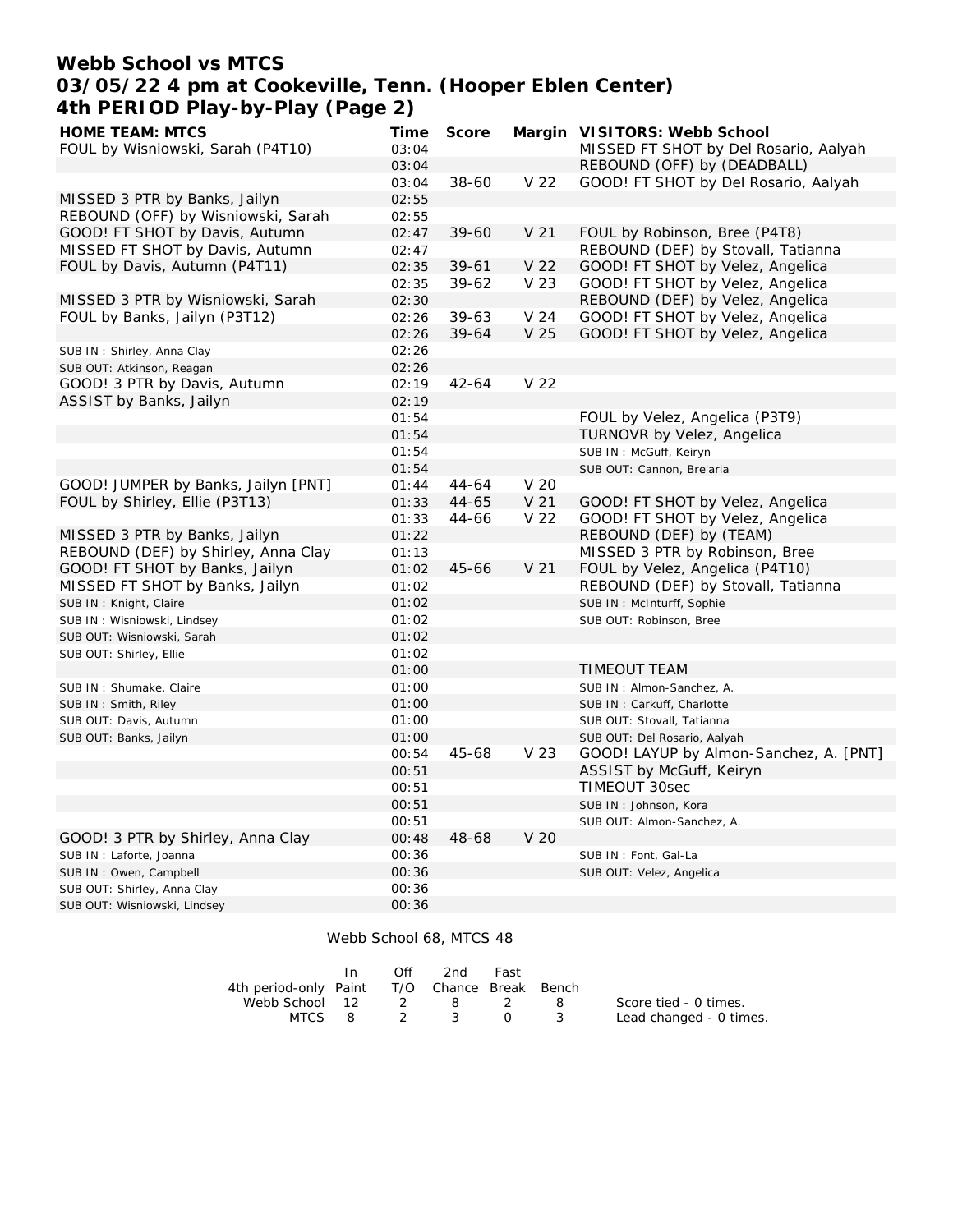# Webb School vs MTCS
## 03/05/22 4 pm at Cookeville, Tenn. (Hooper Eblen Center)
## 4th PERIOD Play-by-Play (Page 2)

| HOME TEAM: MTCS | Time | Score | Margin | VISITORS: Webb School |
|---|---|---|---|---|
| FOUL by Wisniowski, Sarah (P4T10) | 03:04 | | | MISSED FT SHOT by Del Rosario, Aalyah |
| | 03:04 | | | REBOUND (OFF) by (DEADBALL) |
| | 03:04 | 38-60 | V 22 | GOOD! FT SHOT by Del Rosario, Aalyah |
| MISSED 3 PTR by Banks, Jailyn | 02:55 | | | |
| REBOUND (OFF) by Wisniowski, Sarah | 02:55 | | | |
| GOOD! FT SHOT by Davis, Autumn | 02:47 | 39-60 | V 21 | FOUL by Robinson, Bree (P4T8) |
| MISSED FT SHOT by Davis, Autumn | 02:47 | | | REBOUND (DEF) by Stovall, Tatianna |
| FOUL by Davis, Autumn (P4T11) | 02:35 | 39-61 | V 22 | GOOD! FT SHOT by Velez, Angelica |
| | 02:35 | 39-62 | V 23 | GOOD! FT SHOT by Velez, Angelica |
| MISSED 3 PTR by Wisniowski, Sarah | 02:30 | | | REBOUND (DEF) by Velez, Angelica |
| FOUL by Banks, Jailyn (P3T12) | 02:26 | 39-63 | V 24 | GOOD! FT SHOT by Velez, Angelica |
| | 02:26 | 39-64 | V 25 | GOOD! FT SHOT by Velez, Angelica |
| SUB IN : Shirley, Anna Clay | 02:26 | | | |
| SUB OUT: Atkinson, Reagan | 02:26 | | | |
| GOOD! 3 PTR by Davis, Autumn | 02:19 | 42-64 | V 22 | |
| ASSIST by Banks, Jailyn | 02:19 | | | |
| | 01:54 | | | FOUL by Velez, Angelica (P3T9) |
| | 01:54 | | | TURNOVR by Velez, Angelica |
| | 01:54 | | | SUB IN : McGuff, Keiryn |
| | 01:54 | | | SUB OUT: Cannon, Bre'aria |
| GOOD! JUMPER by Banks, Jailyn [PNT] | 01:44 | 44-64 | V 20 | |
| FOUL by Shirley, Ellie (P3T13) | 01:33 | 44-65 | V 21 | GOOD! FT SHOT by Velez, Angelica |
| | 01:33 | 44-66 | V 22 | GOOD! FT SHOT by Velez, Angelica |
| MISSED 3 PTR by Banks, Jailyn | 01:22 | | | REBOUND (DEF) by (TEAM) |
| REBOUND (DEF) by Shirley, Anna Clay | 01:13 | | | MISSED 3 PTR by Robinson, Bree |
| GOOD! FT SHOT by Banks, Jailyn | 01:02 | 45-66 | V 21 | FOUL by Velez, Angelica (P4T10) |
| MISSED FT SHOT by Banks, Jailyn | 01:02 | | | REBOUND (DEF) by Stovall, Tatianna |
| SUB IN : Knight, Claire | 01:02 | | | SUB IN : McInturff, Sophie |
| SUB IN : Wisniowski, Lindsey | 01:02 | | | SUB OUT: Robinson, Bree |
| SUB OUT: Wisniowski, Sarah | 01:02 | | | |
| SUB OUT: Shirley, Ellie | 01:02 | | | |
| | 01:00 | | | TIMEOUT TEAM |
| SUB IN : Shumake, Claire | 01:00 | | | SUB IN : Almon-Sanchez, A. |
| SUB IN : Smith, Riley | 01:00 | | | SUB IN : Carkuff, Charlotte |
| SUB OUT: Davis, Autumn | 01:00 | | | SUB OUT: Stovall, Tatianna |
| SUB OUT: Banks, Jailyn | 01:00 | | | SUB OUT: Del Rosario, Aalyah |
| | 00:54 | 45-68 | V 23 | GOOD! LAYUP by Almon-Sanchez, A. [PNT] |
| | 00:51 | | | ASSIST by McGuff, Keiryn |
| | 00:51 | | | TIMEOUT 30sec |
| | 00:51 | | | SUB IN : Johnson, Kora |
| | 00:51 | | | SUB OUT: Almon-Sanchez, A. |
| GOOD! 3 PTR by Shirley, Anna Clay | 00:48 | 48-68 | V 20 | |
| SUB IN : Laforte, Joanna | 00:36 | | | SUB IN : Font, Gal-La |
| SUB IN : Owen, Campbell | 00:36 | | | SUB OUT: Velez, Angelica |
| SUB OUT: Shirley, Anna Clay | 00:36 | | | |
| SUB OUT: Wisniowski, Lindsey | 00:36 | | | |

Webb School 68, MTCS 48

| 4th period-only | In Paint | Off T/O | 2nd Chance | Fast Break | Bench |
|---|---|---|---|---|---|
| Webb School | 12 | 2 | 8 | 2 | 8 |
| MTCS | 8 | 2 | 3 | 0 | 3 |

Score tied - 0 times.
Lead changed - 0 times.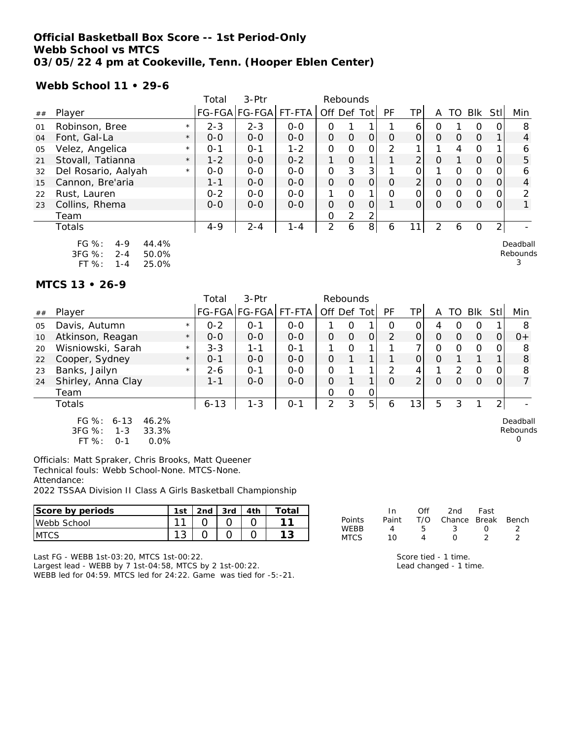**Official Basketball Box Score -- 1st Period-Only**
**Webb School vs MTCS**
**03/05/22 4 pm at Cookeville, Tenn. (Hooper Eblen Center)**

**Webb School 11 • 29-6**

| ## | Player | | Total FG-FGA | 3-Ptr FG-FGA | FT-FTA | Rebounds Off | Def | Tot | PF | TP | A | TO | Blk | Stl | Min |
|---|---|---|---|---|---|---|---|---|---|---|---|---|---|---|---|
| 01 | Robinson, Bree | * | 2-3 | 2-3 | 0-0 | 0 | 1 | 1 | 1 | 6 | 0 | 1 | 0 | 0 | 8 |
| 04 | Font, Gal-La | * | 0-0 | 0-0 | 0-0 | 0 | 0 | 0 | 0 | 0 | 0 | 0 | 0 | 1 | 4 |
| 05 | Velez, Angelica | * | 0-1 | 0-1 | 1-2 | 0 | 0 | 0 | 2 | 1 | 1 | 4 | 0 | 1 | 6 |
| 21 | Stovall, Tatianna | * | 1-2 | 0-0 | 0-2 | 1 | 0 | 1 | 1 | 2 | 0 | 1 | 0 | 0 | 5 |
| 32 | Del Rosario, Aalyah | * | 0-0 | 0-0 | 0-0 | 0 | 3 | 3 | 1 | 0 | 1 | 0 | 0 | 0 | 6 |
| 15 | Cannon, Bre'aria | | 1-1 | 0-0 | 0-0 | 0 | 0 | 0 | 0 | 2 | 0 | 0 | 0 | 0 | 4 |
| 22 | Rust, Lauren | | 0-2 | 0-0 | 0-0 | 1 | 0 | 1 | 0 | 0 | 0 | 0 | 0 | 0 | 2 |
| 23 | Collins, Rhema | | 0-0 | 0-0 | 0-0 | 0 | 0 | 0 | 1 | 0 | 0 | 0 | 0 | 0 | 1 |
| | Team | | | | | 0 | 2 | 2 | | | | | | | |
| | Totals | | 4-9 | 2-4 | 1-4 | 2 | 6 | 8 | 6 | 11 | 2 | 6 | 0 | 2 | - |

FG %: 4-9 44.4%
3FG %: 2-4 50.0%
FT %: 1-4 25.0%

Deadball Rebounds 3

**MTCS 13 • 26-9**

| ## | Player | | Total FG-FGA | 3-Ptr FG-FGA | FT-FTA | Rebounds Off | Def | Tot | PF | TP | A | TO | Blk | Stl | Min |
|---|---|---|---|---|---|---|---|---|---|---|---|---|---|---|---|
| 05 | Davis, Autumn | * | 0-2 | 0-1 | 0-0 | 1 | 0 | 1 | 0 | 0 | 4 | 0 | 0 | 1 | 8 |
| 10 | Atkinson, Reagan | * | 0-0 | 0-0 | 0-0 | 0 | 0 | 0 | 2 | 0 | 0 | 0 | 0 | 0 | 0+ |
| 20 | Wisniowski, Sarah | * | 3-3 | 1-1 | 0-1 | 1 | 0 | 1 | 1 | 7 | 0 | 0 | 0 | 0 | 8 |
| 22 | Cooper, Sydney | * | 0-1 | 0-0 | 0-0 | 0 | 1 | 1 | 1 | 0 | 0 | 1 | 1 | 1 | 8 |
| 23 | Banks, Jailyn | * | 2-6 | 0-1 | 0-0 | 0 | 1 | 1 | 2 | 4 | 1 | 2 | 0 | 0 | 8 |
| 24 | Shirley, Anna Clay | | 1-1 | 0-0 | 0-0 | 0 | 1 | 1 | 0 | 2 | 0 | 0 | 0 | 0 | 7 |
| | Team | | | | | 0 | 0 | 0 | | | | | | | |
| | Totals | | 6-13 | 1-3 | 0-1 | 2 | 3 | 5 | 6 | 13 | 5 | 3 | 1 | 2 | - |

FG %: 6-13 46.2%
3FG %: 1-3 33.3%
FT %: 0-1 0.0%

Deadball Rebounds 0

Officials: Matt Spraker, Chris Brooks, Matt Queener
Technical fouls: Webb School-None. MTCS-None.
Attendance:
2022 TSSAA Division II Class A Girls Basketball Championship

| Score by periods | 1st | 2nd | 3rd | 4th | Total |
|---|---|---|---|---|---|
| Webb School | 11 | 0 | 0 | 0 | 11 |
| MTCS | 13 | 0 | 0 | 0 | 13 |

| Points | In Paint | Off T/O | 2nd Chance | Fast Break | Bench |
|---|---|---|---|---|---|
| WEBB | 4 | 5 | 3 | 0 | 2 |
| MTCS | 10 | 4 | 0 | 2 | 2 |

Last FG - WEBB 1st-03:20, MTCS 1st-00:22.
Largest lead - WEBB by 7 1st-04:58, MTCS by 2 1st-00:22.
WEBB led for 04:59. MTCS led for 24:22. Game was tied for -5:-21.

Score tied - 1 time.
Lead changed - 1 time.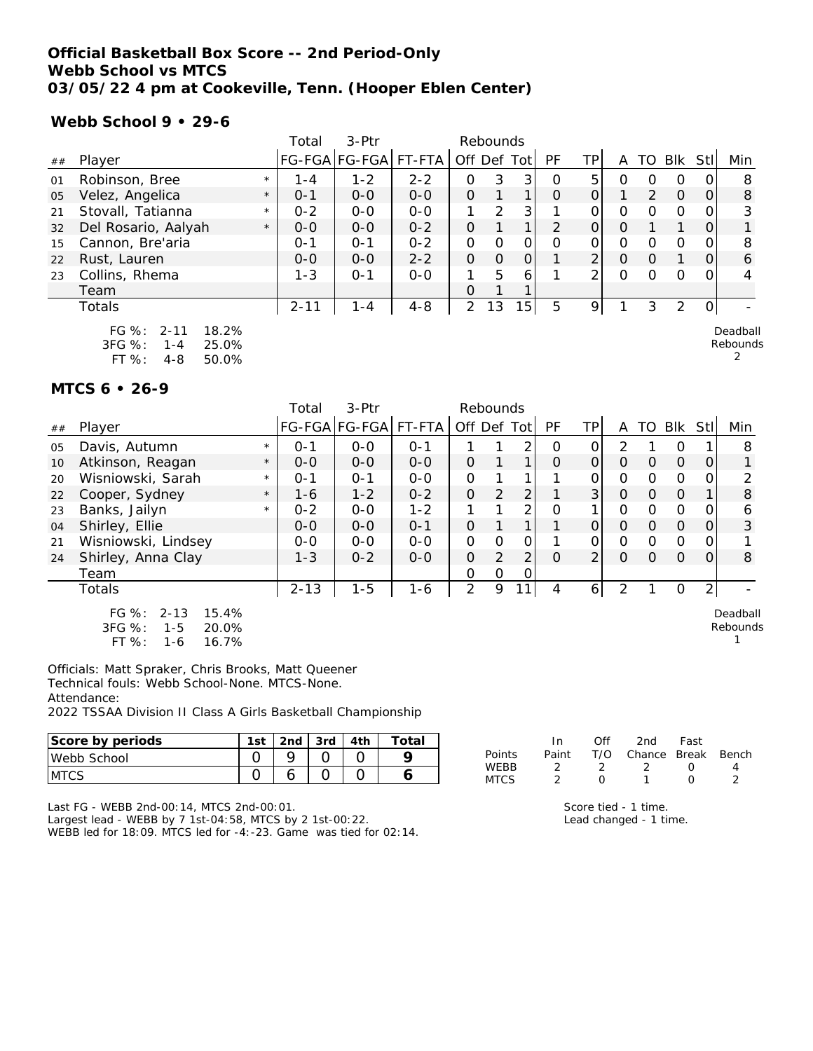# Official Basketball Box Score -- 2nd Period-Only
# Webb School vs MTCS
# 03/05/22 4 pm at Cookeville, Tenn. (Hooper Eblen Center)

## Webb School 9 • 29-6

| ## | Player | | Total FG-FGA | 3-Ptr FG-FGA | FT-FTA | Rebounds Off | Def | Tot | PF | TP | A | TO | Blk | Stl | Min |
|---|---|---|---|---|---|---|---|---|---|---|---|---|---|---|---|
| 01 | Robinson, Bree | * | 1-4 | 1-2 | 2-2 | 0 | 3 | 3 | 0 | 5 | 0 | 0 | 0 | 0 | 8 |
| 05 | Velez, Angelica | * | 0-1 | 0-0 | 0-0 | 0 | 1 | 1 | 0 | 0 | 1 | 2 | 0 | 0 | 8 |
| 21 | Stovall, Tatianna | * | 0-2 | 0-0 | 0-0 | 1 | 2 | 3 | 1 | 0 | 0 | 0 | 0 | 0 | 3 |
| 32 | Del Rosario, Aalyah | * | 0-0 | 0-0 | 0-2 | 0 | 1 | 1 | 2 | 0 | 0 | 1 | 1 | 0 | 1 |
| 15 | Cannon, Bre'aria | | 0-1 | 0-1 | 0-2 | 0 | 0 | 0 | 0 | 0 | 0 | 0 | 0 | 0 | 8 |
| 22 | Rust, Lauren | | 0-0 | 0-0 | 2-2 | 0 | 0 | 0 | 1 | 2 | 0 | 0 | 1 | 0 | 6 |
| 23 | Collins, Rhema | | 1-3 | 0-1 | 0-0 | 1 | 5 | 6 | 1 | 2 | 0 | 0 | 0 | 0 | 4 |
| | Team | | | | | 0 | 1 | 1 | | | | | | | |
| | Totals | | 2-11 | 1-4 | 4-8 | 2 | 13 | 15 | 5 | 9 | 1 | 3 | 2 | 0 | - |

FG %: 2-11 18.2%
3FG %: 1-4 25.0%
FT %: 4-8 50.0%

Deadball Rebounds 2

## MTCS 6 • 26-9

| ## | Player | | Total FG-FGA | 3-Ptr FG-FGA | FT-FTA | Rebounds Off | Def | Tot | PF | TP | A | TO | Blk | Stl | Min |
|---|---|---|---|---|---|---|---|---|---|---|---|---|---|---|---|
| 05 | Davis, Autumn | * | 0-1 | 0-0 | 0-1 | 1 | 1 | 2 | 0 | 0 | 2 | 1 | 0 | 1 | 8 |
| 10 | Atkinson, Reagan | * | 0-0 | 0-0 | 0-0 | 0 | 1 | 1 | 0 | 0 | 0 | 0 | 0 | 0 | 1 |
| 20 | Wisniowski, Sarah | * | 0-1 | 0-1 | 0-0 | 0 | 1 | 1 | 1 | 0 | 0 | 0 | 0 | 0 | 2 |
| 22 | Cooper, Sydney | * | 1-6 | 1-2 | 0-2 | 0 | 2 | 2 | 1 | 3 | 0 | 0 | 0 | 1 | 8 |
| 23 | Banks, Jailyn | * | 0-2 | 0-0 | 1-2 | 1 | 1 | 2 | 0 | 1 | 0 | 0 | 0 | 0 | 6 |
| 04 | Shirley, Ellie | | 0-0 | 0-0 | 0-1 | 0 | 1 | 1 | 1 | 0 | 0 | 0 | 0 | 0 | 3 |
| 21 | Wisniowski, Lindsey | | 0-0 | 0-0 | 0-0 | 0 | 0 | 0 | 1 | 0 | 0 | 0 | 0 | 0 | 1 |
| 24 | Shirley, Anna Clay | | 1-3 | 0-2 | 0-0 | 0 | 2 | 2 | 0 | 2 | 0 | 0 | 0 | 0 | 8 |
| | Team | | | | | 0 | 0 | 0 | | | | | | | |
| | Totals | | 2-13 | 1-5 | 1-6 | 2 | 9 | 11 | 4 | 6 | 2 | 1 | 0 | 2 | - |

FG %: 2-13 15.4%
3FG %: 1-5 20.0%
FT %: 1-6 16.7%

Deadball Rebounds 1

Officials: Matt Spraker, Chris Brooks, Matt Queener
Technical fouls: Webb School-None. MTCS-None.
Attendance:
2022 TSSAA Division II Class A Girls Basketball Championship

| Score by periods | 1st | 2nd | 3rd | 4th | Total |
|---|---|---|---|---|---|
| Webb School | 0 | 9 | 0 | 0 | **9** |
| MTCS | 0 | 6 | 0 | 0 | **6** |

| Points | In Paint | Off T/O | 2nd Chance | Fast Break | Bench |
|---|---|---|---|---|---|
| WEBB | 2 | 2 | 2 | 0 | 4 |
| MTCS | 2 | 0 | 1 | 0 | 2 |

Last FG - WEBB 2nd-00:14, MTCS 2nd-00:01.
Largest lead - WEBB by 7 1st-04:58, MTCS by 2 1st-00:22.
WEBB led for 18:09. MTCS led for -4:-23. Game was tied for 02:14.

Score tied - 1 time.
Lead changed - 1 time.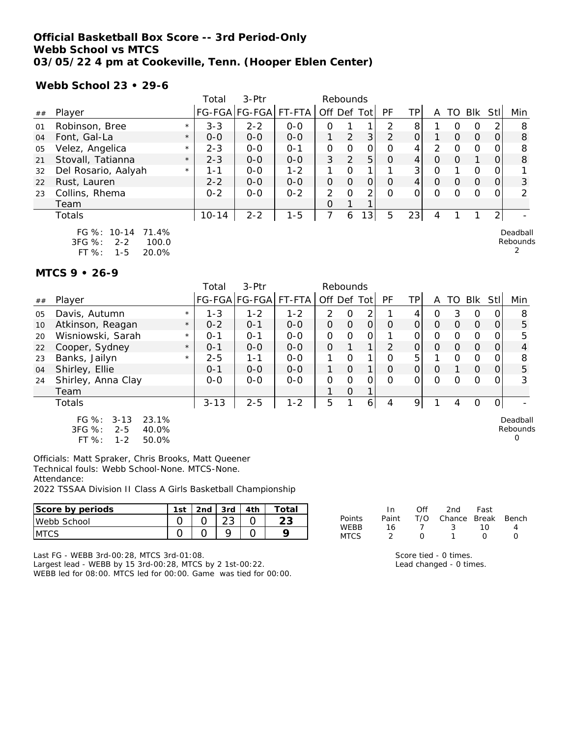**Official Basketball Box Score -- 3rd Period-Only**
**Webb School vs MTCS**
**03/05/22 4 pm at Cookeville, Tenn. (Hooper Eblen Center)**

**Webb School 23 • 29-6**

| ## | Player | | Total FG-FGA | 3-Ptr FG-FGA | FT-FTA | Rebounds Off | Def | Tot | PF | TP | A | TO | Blk | Stl | Min |
|---|---|---|---|---|---|---|---|---|---|---|---|---|---|---|---|
| 01 | Robinson, Bree | * | 3-3 | 2-2 | 0-0 | 0 | 1 | 1 | 2 | 8 | 1 | 0 | 0 | 2 | 8 |
| 04 | Font, Gal-La | * | 0-0 | 0-0 | 0-0 | 1 | 2 | 3 | 2 | 0 | 1 | 0 | 0 | 0 | 8 |
| 05 | Velez, Angelica | * | 2-3 | 0-0 | 0-1 | 0 | 0 | 0 | 0 | 4 | 2 | 0 | 0 | 0 | 8 |
| 21 | Stovall, Tatianna | * | 2-3 | 0-0 | 0-0 | 3 | 2 | 5 | 0 | 4 | 0 | 0 | 1 | 0 | 8 |
| 32 | Del Rosario, Aalyah | * | 1-1 | 0-0 | 1-2 | 1 | 0 | 1 | 1 | 3 | 0 | 1 | 0 | 0 | 1 |
| 22 | Rust, Lauren | | 2-2 | 0-0 | 0-0 | 0 | 0 | 0 | 0 | 4 | 0 | 0 | 0 | 0 | 3 |
| 23 | Collins, Rhema | | 0-2 | 0-0 | 0-2 | 2 | 0 | 2 | 0 | 0 | 0 | 0 | 0 | 0 | 2 |
| | Team | | | | | 0 | 1 | 1 | | | | | | | |
| | Totals | | 10-14 | 2-2 | 1-5 | 7 | 6 | 13 | 5 | 23 | 4 | 1 | 1 | 2 | - |

FG %: 10-14 71.4%
3FG %: 2-2 100.0
FT %: 1-5 20.0%

Deadball Rebounds 2

**MTCS 9 • 26-9**

| ## | Player | | Total FG-FGA | 3-Ptr FG-FGA | FT-FTA | Rebounds Off | Def | Tot | PF | TP | A | TO | Blk | Stl | Min |
|---|---|---|---|---|---|---|---|---|---|---|---|---|---|---|---|
| 05 | Davis, Autumn | * | 1-3 | 1-2 | 1-2 | 2 | 0 | 2 | 1 | 4 | 0 | 3 | 0 | 0 | 8 |
| 10 | Atkinson, Reagan | * | 0-2 | 0-1 | 0-0 | 0 | 0 | 0 | 0 | 0 | 0 | 0 | 0 | 0 | 5 |
| 20 | Wisniowski, Sarah | * | 0-1 | 0-1 | 0-0 | 0 | 0 | 0 | 1 | 0 | 0 | 0 | 0 | 0 | 5 |
| 22 | Cooper, Sydney | * | 0-1 | 0-0 | 0-0 | 0 | 1 | 1 | 2 | 0 | 0 | 0 | 0 | 0 | 4 |
| 23 | Banks, Jailyn | * | 2-5 | 1-1 | 0-0 | 1 | 0 | 1 | 0 | 5 | 1 | 0 | 0 | 0 | 8 |
| 04 | Shirley, Ellie | | 0-1 | 0-0 | 0-0 | 1 | 0 | 1 | 0 | 0 | 0 | 1 | 0 | 0 | 5 |
| 24 | Shirley, Anna Clay | | 0-0 | 0-0 | 0-0 | 0 | 0 | 0 | 0 | 0 | 0 | 0 | 0 | 0 | 3 |
| | Team | | | | | 1 | 0 | 1 | | | | | | | |
| | Totals | | 3-13 | 2-5 | 1-2 | 5 | 1 | 6 | 4 | 9 | 1 | 4 | 0 | 0 | - |

FG %: 3-13 23.1%
3FG %: 2-5 40.0%
FT %: 1-2 50.0%

Deadball Rebounds 0

Officials: Matt Spraker, Chris Brooks, Matt Queener
Technical fouls: Webb School-None. MTCS-None.
Attendance:
2022 TSSAA Division II Class A Girls Basketball Championship

| Score by periods | 1st | 2nd | 3rd | 4th | Total |
|---|---|---|---|---|---|
| Webb School | 0 | 0 | 23 | 0 | **23** |
| MTCS | 0 | 0 | 9 | 0 | **9** |

| Points | In Paint | Off T/O | 2nd Chance | Fast Break | Bench |
|---|---|---|---|---|---|
| WEBB | 16 | 7 | 3 | 10 | 4 |
| MTCS | 2 | 0 | 1 | 0 | 0 |

Last FG - WEBB 3rd-00:28, MTCS 3rd-01:08.
Largest lead - WEBB by 15 3rd-00:28, MTCS by 2 1st-00:22.
WEBB led for 08:00. MTCS led for 00:00. Game was tied for 00:00.

Score tied - 0 times.
Lead changed - 0 times.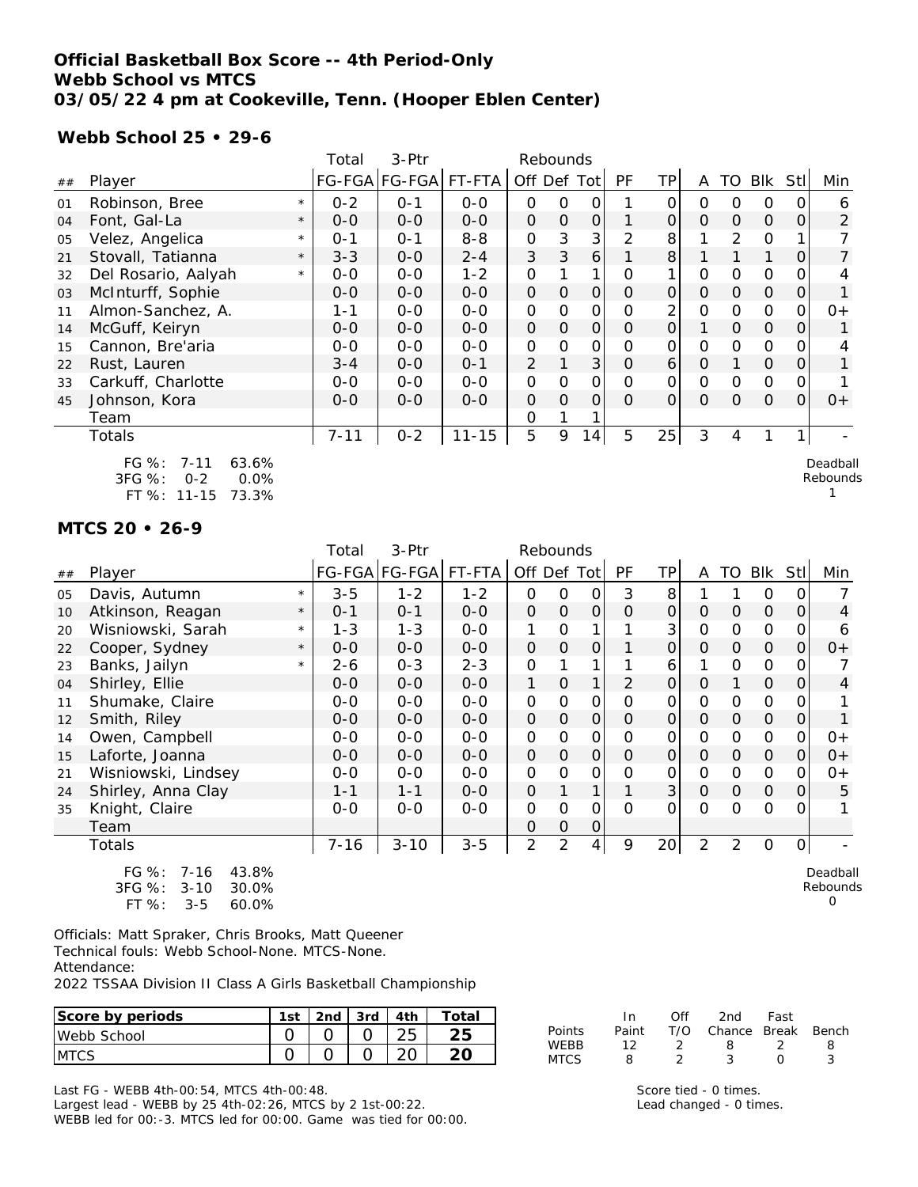**Official Basketball Box Score -- 4th Period-Only**
**Webb School vs MTCS**
**03/05/22 4 pm at Cookeville, Tenn. (Hooper Eblen Center)**

**Webb School 25 • 29-6**

| ## | Player | | Total FG-FGA | 3-Ptr FG-FGA | FT-FTA | Rebounds Off | Def | Tot | PF | TP | A | TO | Blk | Stl | Min |
|---|---|---|---|---|---|---|---|---|---|---|---|---|---|---|---|
| 01 | Robinson, Bree | * | 0-2 | 0-1 | 0-0 | 0 | 0 | 0 | 1 | 0 | 0 | 0 | 0 | 0 | 6 |
| 04 | Font, Gal-La | * | 0-0 | 0-0 | 0-0 | 0 | 0 | 0 | 1 | 0 | 0 | 0 | 0 | 0 | 2 |
| 05 | Velez, Angelica | * | 0-1 | 0-1 | 8-8 | 0 | 3 | 3 | 2 | 8 | 1 | 2 | 0 | 1 | 7 |
| 21 | Stovall, Tatianna | * | 3-3 | 0-0 | 2-4 | 3 | 3 | 6 | 1 | 8 | 1 | 1 | 1 | 0 | 7 |
| 32 | Del Rosario, Aalyah | * | 0-0 | 0-0 | 1-2 | 0 | 1 | 1 | 0 | 1 | 0 | 0 | 0 | 0 | 4 |
| 03 | McInturff, Sophie | | 0-0 | 0-0 | 0-0 | 0 | 0 | 0 | 0 | 0 | 0 | 0 | 0 | 0 | 1 |
| 11 | Almon-Sanchez, A. | | 1-1 | 0-0 | 0-0 | 0 | 0 | 0 | 0 | 2 | 0 | 0 | 0 | 0 | 0+ |
| 14 | McGuff, Keiryn | | 0-0 | 0-0 | 0-0 | 0 | 0 | 0 | 0 | 0 | 1 | 0 | 0 | 0 | 1 |
| 15 | Cannon, Bre'aria | | 0-0 | 0-0 | 0-0 | 0 | 0 | 0 | 0 | 0 | 0 | 0 | 0 | 0 | 4 |
| 22 | Rust, Lauren | | 3-4 | 0-0 | 0-1 | 2 | 1 | 3 | 0 | 6 | 0 | 1 | 0 | 0 | 1 |
| 33 | Carkuff, Charlotte | | 0-0 | 0-0 | 0-0 | 0 | 0 | 0 | 0 | 0 | 0 | 0 | 0 | 0 | 1 |
| 45 | Johnson, Kora | | 0-0 | 0-0 | 0-0 | 0 | 0 | 0 | 0 | 0 | 0 | 0 | 0 | 0 | 0+ |
| | Team | | | | | 0 | 1 | 1 | | | | | | | |
| | Totals | | 7-11 | 0-2 | 11-15 | 5 | 9 | 14 | 5 | 25 | 3 | 4 | 1 | 1 | - |

FG %: 7-11 63.6%
3FG %: 0-2 0.0%
FT %: 11-15 73.3%

Deadball Rebounds 1

**MTCS 20 • 26-9**

| ## | Player | | Total FG-FGA | 3-Ptr FG-FGA | FT-FTA | Rebounds Off | Def | Tot | PF | TP | A | TO | Blk | Stl | Min |
|---|---|---|---|---|---|---|---|---|---|---|---|---|---|---|---|
| 05 | Davis, Autumn | * | 3-5 | 1-2 | 1-2 | 0 | 0 | 0 | 3 | 8 | 1 | 1 | 0 | 0 | 7 |
| 10 | Atkinson, Reagan | * | 0-1 | 0-1 | 0-0 | 0 | 0 | 0 | 0 | 0 | 0 | 0 | 0 | 0 | 4 |
| 20 | Wisniowski, Sarah | * | 1-3 | 1-3 | 0-0 | 1 | 0 | 1 | 1 | 3 | 0 | 0 | 0 | 0 | 6 |
| 22 | Cooper, Sydney | * | 0-0 | 0-0 | 0-0 | 0 | 0 | 0 | 1 | 0 | 0 | 0 | 0 | 0 | 0+ |
| 23 | Banks, Jailyn | * | 2-6 | 0-3 | 2-3 | 0 | 1 | 1 | 1 | 6 | 1 | 0 | 0 | 0 | 7 |
| 04 | Shirley, Ellie | | 0-0 | 0-0 | 0-0 | 1 | 0 | 1 | 2 | 0 | 0 | 1 | 0 | 0 | 4 |
| 11 | Shumake, Claire | | 0-0 | 0-0 | 0-0 | 0 | 0 | 0 | 0 | 0 | 0 | 0 | 0 | 0 | 1 |
| 12 | Smith, Riley | | 0-0 | 0-0 | 0-0 | 0 | 0 | 0 | 0 | 0 | 0 | 0 | 0 | 0 | 1 |
| 14 | Owen, Campbell | | 0-0 | 0-0 | 0-0 | 0 | 0 | 0 | 0 | 0 | 0 | 0 | 0 | 0 | 0+ |
| 15 | Laforte, Joanna | | 0-0 | 0-0 | 0-0 | 0 | 0 | 0 | 0 | 0 | 0 | 0 | 0 | 0 | 0+ |
| 21 | Wisniowski, Lindsey | | 0-0 | 0-0 | 0-0 | 0 | 0 | 0 | 0 | 0 | 0 | 0 | 0 | 0 | 0+ |
| 24 | Shirley, Anna Clay | | 1-1 | 1-1 | 0-0 | 0 | 1 | 1 | 1 | 3 | 0 | 0 | 0 | 0 | 5 |
| 35 | Knight, Claire | | 0-0 | 0-0 | 0-0 | 0 | 0 | 0 | 0 | 0 | 0 | 0 | 0 | 0 | 1 |
| | Team | | | | | 0 | 0 | 0 | | | | | | | |
| | Totals | | 7-16 | 3-10 | 3-5 | 2 | 2 | 4 | 9 | 20 | 2 | 2 | 0 | 0 | - |

FG %: 7-16 43.8%
3FG %: 3-10 30.0%
FT %: 3-5 60.0%

Deadball Rebounds 0

Officials: Matt Spraker, Chris Brooks, Matt Queener
Technical fouls: Webb School-None. MTCS-None.
Attendance:
2022 TSSAA Division II Class A Girls Basketball Championship

| Score by periods | 1st | 2nd | 3rd | 4th | Total |
|---|---|---|---|---|---|
| Webb School | 0 | 0 | 0 | 25 | 25 |
| MTCS | 0 | 0 | 0 | 20 | 20 |

| Points | In Paint | Off T/O | 2nd Chance | Fast Break | Bench |
|---|---|---|---|---|---|
| WEBB | 12 | 2 | 8 | 2 | 8 |
| MTCS | 8 | 2 | 3 | 0 | 3 |

Last FG - WEBB 4th-00:54, MTCS 4th-00:48.
Largest lead - WEBB by 25 4th-02:26, MTCS by 2 1st-00:22.
WEBB led for 00:-3. MTCS led for 00:00. Game was tied for 00:00.

Score tied - 0 times.
Lead changed - 0 times.